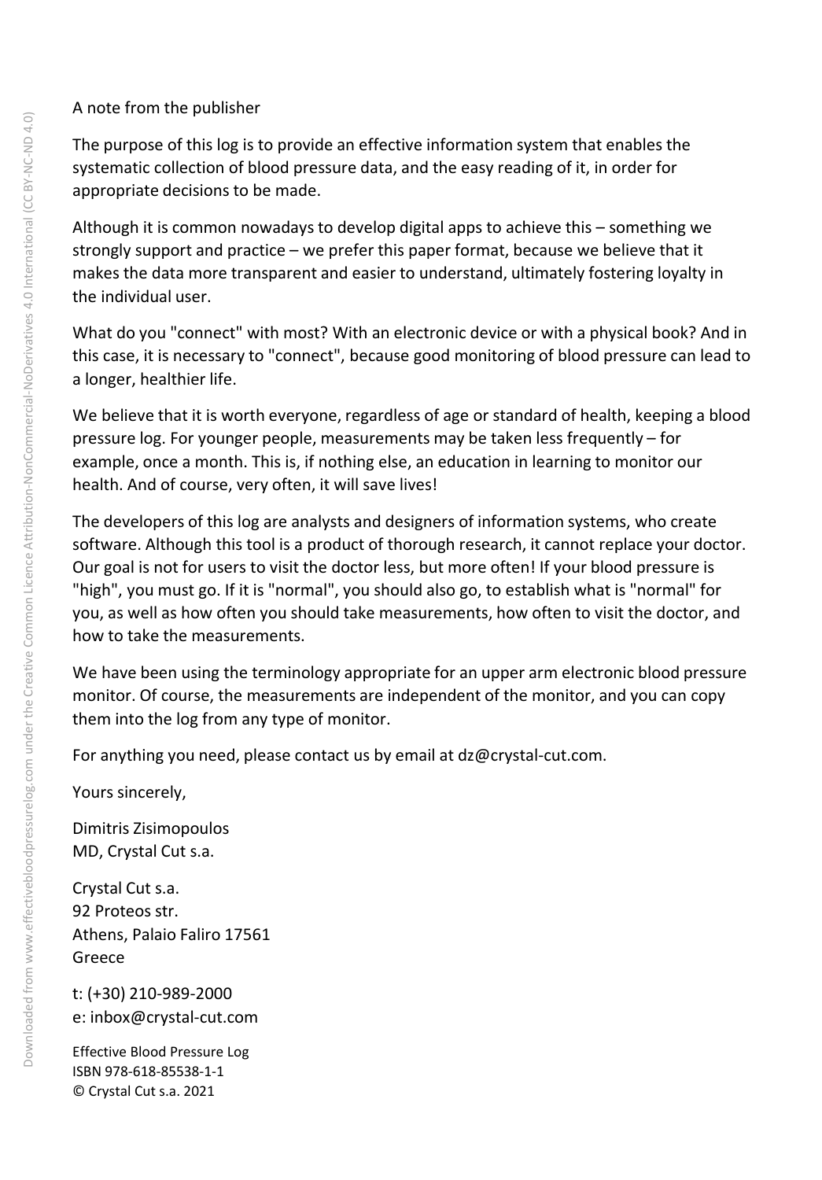A note from the publisher

The purpose of this log is to provide an effective information system that enables the systematic collection of blood pressure data, and the easy reading of it, in order for appropriate decisions to be made.

Although it is common nowadays to develop digital apps to achieve this – something we strongly support and practice – we prefer this paper format, because we believe that it makes the data more transparent and easier to understand, ultimately fostering loyalty in the individual user.

What do you "connect" with most? With an electronic device or with a physical book? And in this case, it is necessary to "connect", because good monitoring of blood pressure can lead to a longer, healthier life.

We believe that it is worth everyone, regardless of age or standard of health, keeping a blood pressure log. For younger people, measurements may be taken less frequently – for example, once a month. This is, if nothing else, an education in learning to monitor our health. And of course, very often, it will save lives!

The developers of this log are analysts and designers of information systems, who create software. Although this tool is a product of thorough research, it cannot replace your doctor. Our goal is not for users to visit the doctor less, but more often! If your blood pressure is "high", you must go. If it is "normal", you should also go, to establish what is "normal" for you, as well as how often you should take measurements, how often to visit the doctor, and how to take the measurements.

We have been using the terminology appropriate for an upper arm electronic blood pressure monitor. Of course, the measurements are independent of the monitor, and you can copy them into the log from any type of monitor.

For anything you need, please contact us by email at dz@crystal-cut.com.

Yours sincerely,

Dimitris Zisimopoulos  
MD, Crystal Cut s.a.

Crystal Cut s.a.  
92 Proteos str.  
Athens, Palaio Faliro 17561  
Greece

t: (+30) 210-989-2000  
e: inbox@crystal-cut.com

Effective Blood Pressure Log  
ISBN 978-618-85538-1-1  
© Crystal Cut s.a. 2021

Downloaded from www.effectivebloodpressurelog.com under the Creative Common Licence Attribution-NonCommercial-NoDerivatives 4.0 International (CC BY-NC-ND 4.0)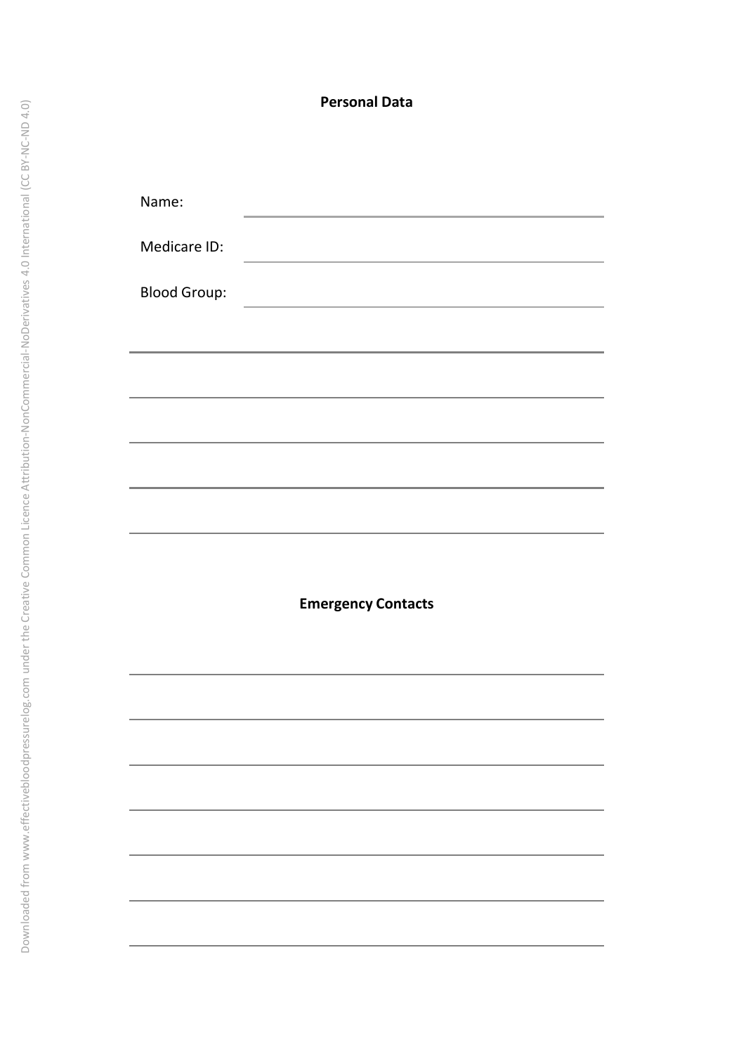**Personal Data**

Name: \_\_\_\_\_\_\_\_\_\_\_\_\_\_\_\_\_\_\_\_\_\_\_\_\_\_\_\_\_\_

Medicare ID: \_\_\_\_\_\_\_\_\_\_\_\_\_\_\_\_\_\_\_\_\_\_\_\_\_\_\_\_\_\_

Blood Group: \_\_\_\_\_\_\_\_\_\_\_\_\_\_\_\_\_\_\_\_\_\_\_\_\_\_\_\_\_\_

**Emergency Contacts**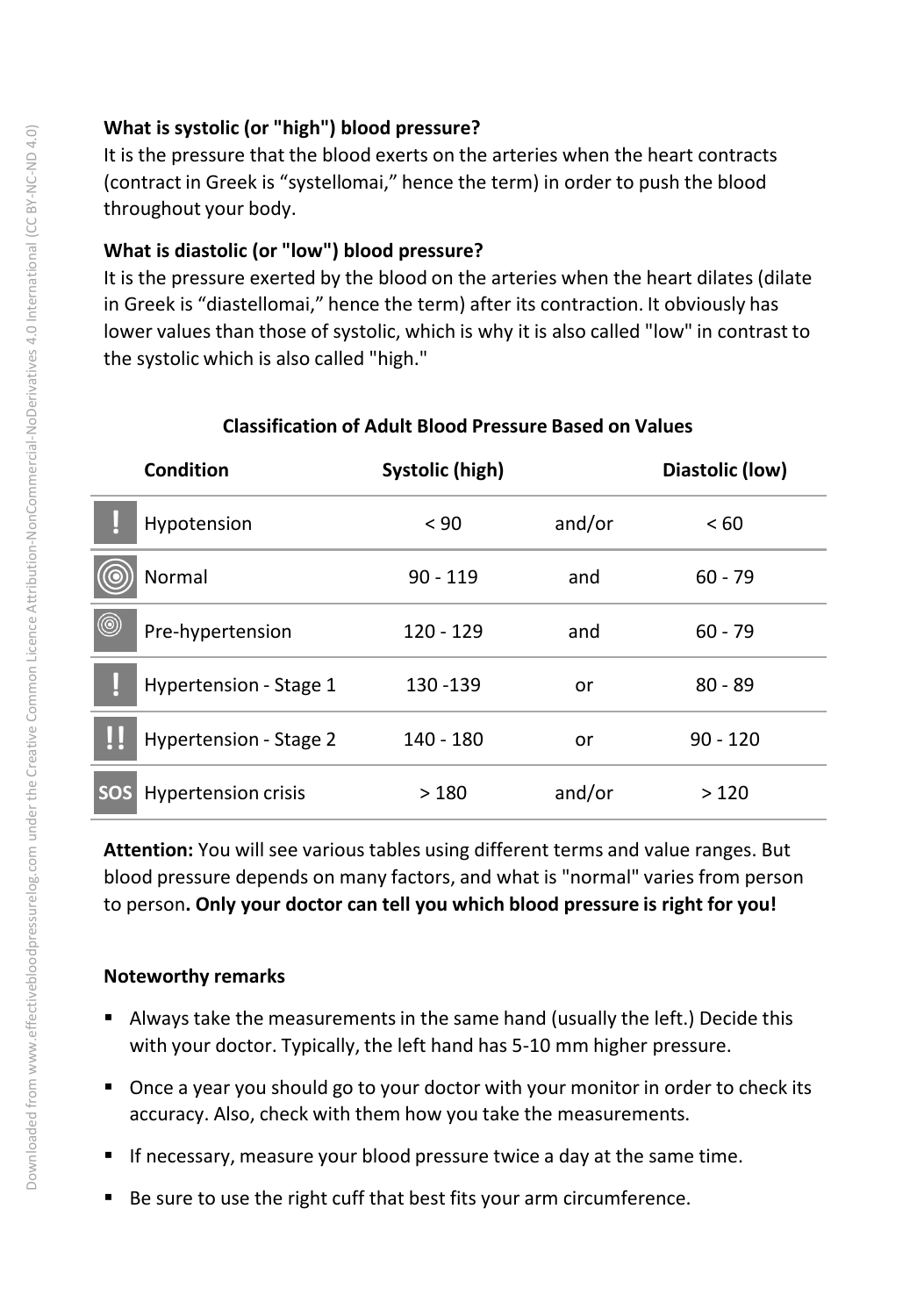**What is systolic (or "high") blood pressure?**

It is the pressure that the blood exerts on the arteries when the heart contracts (contract in Greek is “systellomai,” hence the term) in order to push the blood throughout your body.

**What is diastolic (or "low") blood pressure?**

It is the pressure exerted by the blood on the arteries when the heart dilates (dilate in Greek is “diastellomai,” hence the term) after its contraction. It obviously has lower values than those of systolic, which is why it is also called "low" in contrast to the systolic which is also called "high."

**Classification of Adult Blood Pressure Based on Values**

| | Condition | Systolic (high) | | Diastolic (low) |
|---|---|---|---|---|
| ! | Hypotension | < 90 | and/or | < 60 |
| | Normal | 90 - 119 | and | 60 - 79 |
| | Pre-hypertension | 120 - 129 | and | 60 - 79 |
| ! | Hypertension - Stage 1 | 130 -139 | or | 80 - 89 |
| !! | Hypertension - Stage 2 | 140 - 180 | or | 90 - 120 |
| SOS | Hypertension crisis | > 180 | and/or | > 120 |

**Attention:** You will see various tables using different terms and value ranges. But blood pressure depends on many factors, and what is "normal" varies from person to person**. Only your doctor can tell you which blood pressure is right for you!**

**Noteworthy remarks**

- Always take the measurements in the same hand (usually the left.) Decide this with your doctor. Typically, the left hand has 5-10 mm higher pressure.
- Once a year you should go to your doctor with your monitor in order to check its accuracy. Also, check with them how you take the measurements.
- If necessary, measure your blood pressure twice a day at the same time.
- Be sure to use the right cuff that best fits your arm circumference.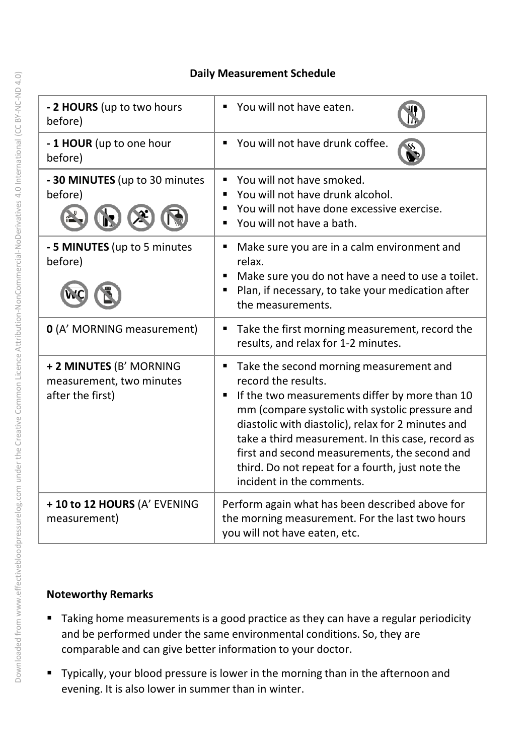**Daily Measurement Schedule**

| | |
|---|---|
| **- 2 HOURS** (up to two hours before) | ▪ You will not have eaten. |
| **- 1 HOUR** (up to one hour before) | ▪ You will not have drunk coffee. |
| **- 30 MINUTES** (up to 30 minutes before) | ▪ You will not have smoked.<br>▪ You will not have drunk alcohol.<br>▪ You will not have done excessive exercise.<br>▪ You will not have a bath. |
| **- 5 MINUTES** (up to 5 minutes before) | ▪ Make sure you are in a calm environment and relax.<br>▪ Make sure you do not have a need to use a toilet.<br>▪ Plan, if necessary, to take your medication after the measurements. |
| **0** (A' MORNING measurement) | ▪ Take the first morning measurement, record the results, and relax for 1-2 minutes. |
| **+ 2 MINUTES** (B' MORNING measurement, two minutes after the first) | ▪ Take the second morning measurement and record the results.<br>▪ If the two measurements differ by more than 10 mm (compare systolic with systolic pressure and diastolic with diastolic), relax for 2 minutes and take a third measurement. In this case, record as first and second measurements, the second and third. Do not repeat for a fourth, just note the incident in the comments. |
| **+ 10 to 12 HOURS** (A' EVENING measurement) | Perform again what has been described above for the morning measurement. For the last two hours you will not have eaten, etc. |

**Noteworthy Remarks**

- Taking home measurements is a good practice as they can have a regular periodicity and be performed under the same environmental conditions. So, they are comparable and can give better information to your doctor.
- Typically, your blood pressure is lower in the morning than in the afternoon and evening. It is also lower in summer than in winter.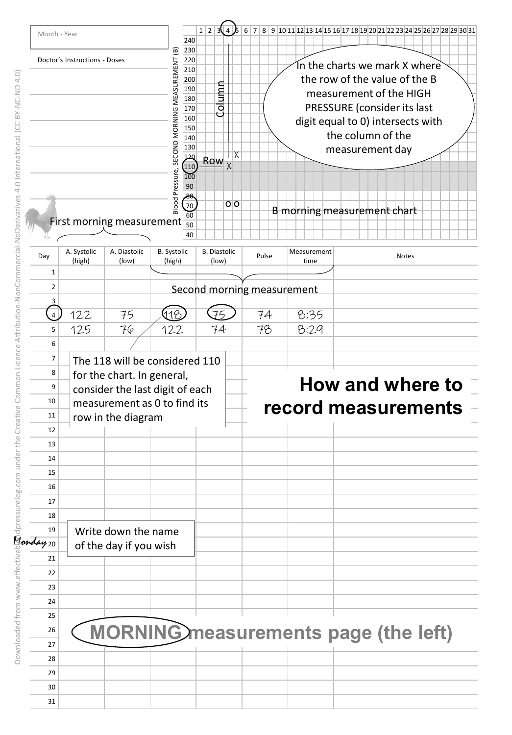Month - Year

Doctor's Instructions - Doses

First morning measurement

In the charts we mark X where the row of the value of the B measurement of the HIGH PRESSURE (consider its last digit equal to 0) intersects with the column of the measurement day

Column

Row

B morning measurement chart

Blood Pressure, SECOND MORNING MEASUREMENT (B)

Second morning measurement

| Day | A. Systolic (high) | A. Diastolic (low) | B. Systolic (high) | B. Diastolic (low) | Pulse | Measurement time | Notes |
|---|---|---|---|---|---|---|---|
| 1 | | | | | | | |
| 2 | | | | | | | |
| 3 | | | | | | | |
| 4 | 122 | 75 | 118 | 75 | 74 | 8:35 | |
| 5 | 125 | 76 | 122 | 74 | 78 | 8:29 | |
| 6 | | | | | | | |
| 7 | | | | | | | |
| 8 | | | | | | | |
| 9 | | | | | | | |
| 10 | | | | | | | |
| 11 | | | | | | | |
| 12 | | | | | | | |
| 13 | | | | | | | |
| 14 | | | | | | | |
| 15 | | | | | | | |
| 16 | | | | | | | |
| 17 | | | | | | | |
| 18 | | | | | | | |
| 19 | | | | | | | |
| Monday 20 | | | | | | | |
| 21 | | | | | | | |
| 22 | | | | | | | |
| 23 | | | | | | | |
| 24 | | | | | | | |
| 25 | | | | | | | |
| 26 | | | | | | | |
| 27 | | | | | | | |
| 28 | | | | | | | |
| 29 | | | | | | | |
| 30 | | | | | | | |
| 31 | | | | | | | |

The 118 will be considered 110 for the chart. In general, consider the last digit of each measurement as 0 to find its row in the diagram

# How and where to record measurements

Write down the name of the day if you wish

## MORNING measurements page (the left)

Downloaded from www.effectivebloodpressurelog.com under the Creative Common Licence Attribution-NonCommercial-NoDerivatives 4.0 International (CC BY-NC-ND 4.0)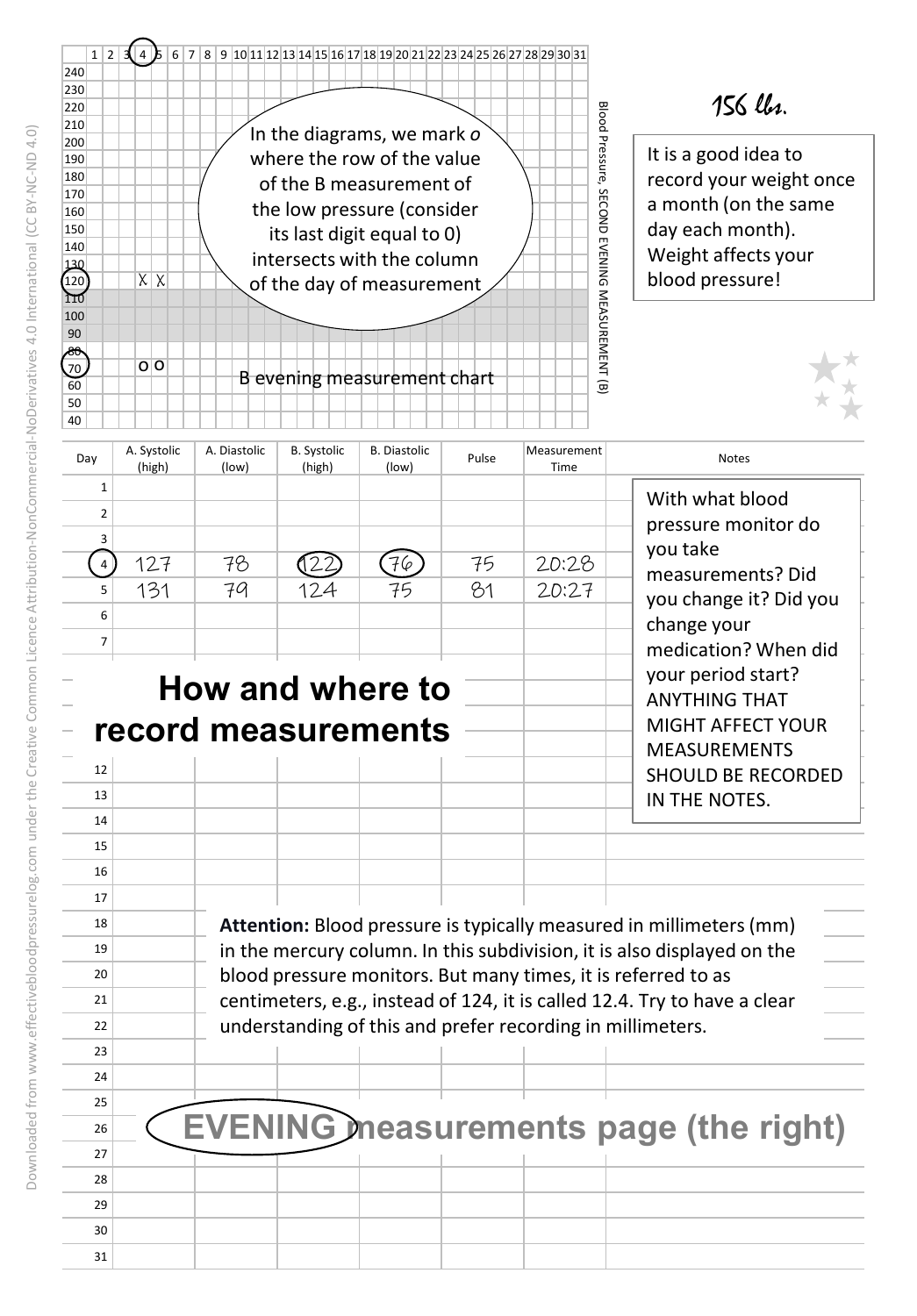156 lbs.

It is a good idea to record your weight once a month (on the same day each month). Weight affects your blood pressure!

In the diagrams, we mark *o* where the row of the value of the B measurement of the low pressure (consider its last digit equal to 0) intersects with the column of the day of measurement

B evening measurement chart

Blood Pressure, SECOND EVENING MEASUREMENT (B)

| Day | A. Systolic (high) | A. Diastolic (low) | B. Systolic (high) | B. Diastolic (low) | Pulse | Measurement Time | Notes |
|---|---|---|---|---|---|---|---|
| 1 | | | | | | | |
| 2 | | | | | | | |
| 3 | | | | | | | |
| 4 | 127 | 78 | 122 | 76 | 75 | 20:28 | |
| 5 | 131 | 79 | 124 | 75 | 81 | 20:27 | |
| 6 | | | | | | | |
| 7 | | | | | | | |
| 12 | | | | | | | |
| 13 | | | | | | | |
| 14 | | | | | | | |
| 15 | | | | | | | |
| 16 | | | | | | | |
| 17 | | | | | | | |
| 18 | | | | | | | |
| 19 | | | | | | | |
| 20 | | | | | | | |
| 21 | | | | | | | |
| 22 | | | | | | | |
| 23 | | | | | | | |
| 24 | | | | | | | |
| 25 | | | | | | | |
| 26 | | | | | | | |
| 27 | | | | | | | |
| 28 | | | | | | | |
| 29 | | | | | | | |
| 30 | | | | | | | |
| 31 | | | | | | | |

With what blood pressure monitor do you take measurements? Did you change it? Did you change your medication? When did your period start? ANYTHING THAT MIGHT AFFECT YOUR MEASUREMENTS SHOULD BE RECORDED IN THE NOTES.

# How and where to record measurements

**Attention:** Blood pressure is typically measured in millimeters (mm) in the mercury column. In this subdivision, it is also displayed on the blood pressure monitors. But many times, it is referred to as centimeters, e.g., instead of 124, it is called 12.4. Try to have a clear understanding of this and prefer recording in millimeters.

## EVENING measurements page (the right)

Downloaded from www.effectivebloodpressurelog.com under the Creative Common Licence Attribution-NonCommercial-NoDerivatives 4.0 International (CC BY-NC-ND 4.0)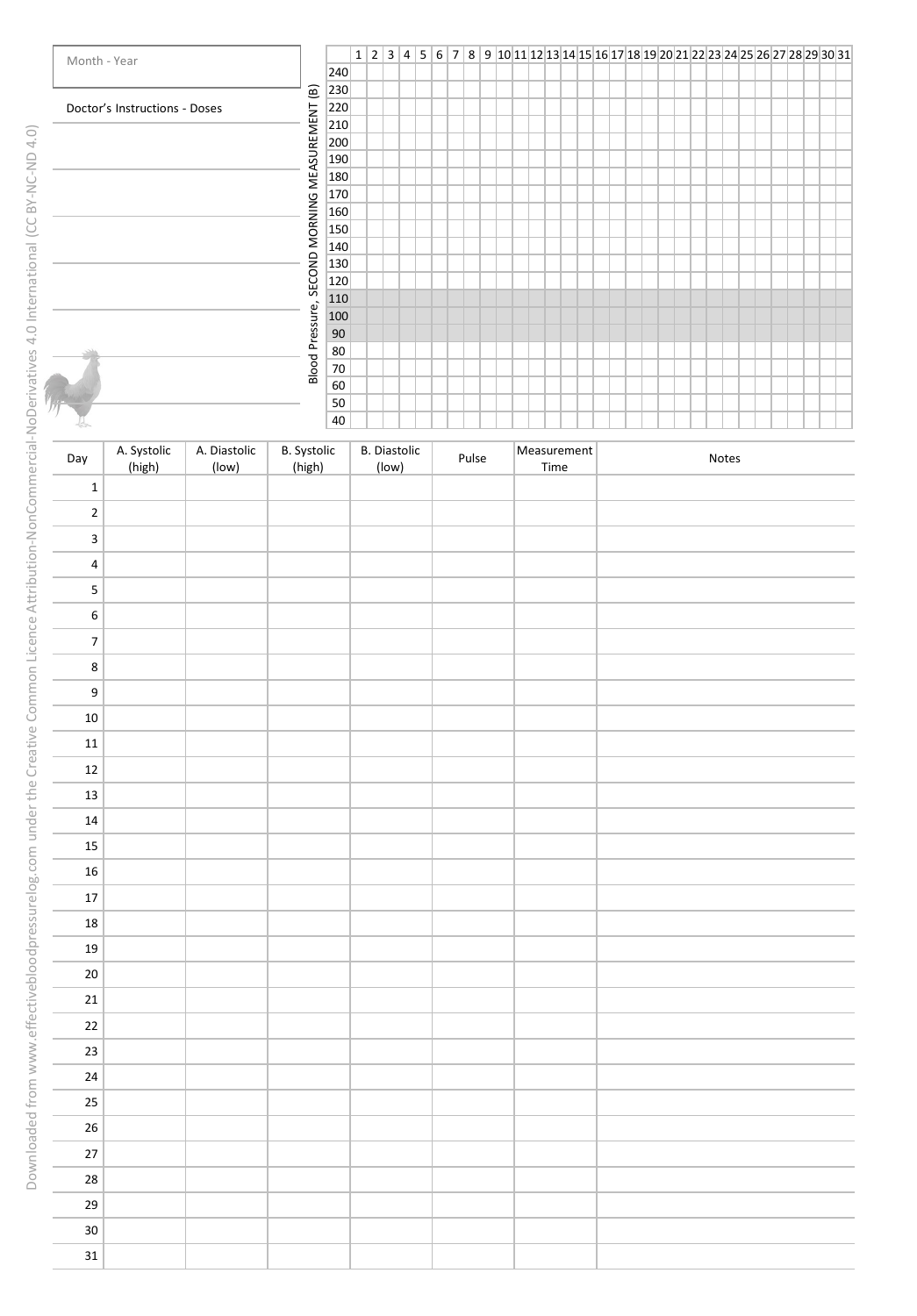Month - Year

Doctor's Instructions - Doses

Blood Pressure, SECOND MORNING MEASUREMENT (B)

| | 1 | 2 | 3 | 4 | 5 | 6 | 7 | 8 | 9 | 10 | 11 | 12 | 13 | 14 | 15 | 16 | 17 | 18 | 19 | 20 | 21 | 22 | 23 | 24 | 25 | 26 | 27 | 28 | 29 | 30 | 31 |
|---|---|---|---|---|---|---|---|---|---|---|---|---|---|---|---|---|---|---|---|---|---|---|---|---|---|---|---|---|---|---|---|
| 240 | | | | | | | | | | | | | | | | | | | | | | | | | | | | | | | |
| 230 | | | | | | | | | | | | | | | | | | | | | | | | | | | | | | | |
| 220 | | | | | | | | | | | | | | | | | | | | | | | | | | | | | | | |
| 210 | | | | | | | | | | | | | | | | | | | | | | | | | | | | | | | |
| 200 | | | | | | | | | | | | | | | | | | | | | | | | | | | | | | | |
| 190 | | | | | | | | | | | | | | | | | | | | | | | | | | | | | | | |
| 180 | | | | | | | | | | | | | | | | | | | | | | | | | | | | | | | |
| 170 | | | | | | | | | | | | | | | | | | | | | | | | | | | | | | | |
| 160 | | | | | | | | | | | | | | | | | | | | | | | | | | | | | | | |
| 150 | | | | | | | | | | | | | | | | | | | | | | | | | | | | | | | |
| 140 | | | | | | | | | | | | | | | | | | | | | | | | | | | | | | | |
| 130 | | | | | | | | | | | | | | | | | | | | | | | | | | | | | | | |
| 120 | | | | | | | | | | | | | | | | | | | | | | | | | | | | | | | |
| 110 | | | | | | | | | | | | | | | | | | | | | | | | | | | | | | | |
| 100 | | | | | | | | | | | | | | | | | | | | | | | | | | | | | | | |
| 90 | | | | | | | | | | | | | | | | | | | | | | | | | | | | | | | |
| 80 | | | | | | | | | | | | | | | | | | | | | | | | | | | | | | | |
| 70 | | | | | | | | | | | | | | | | | | | | | | | | | | | | | | | |
| 60 | | | | | | | | | | | | | | | | | | | | | | | | | | | | | | | |
| 50 | | | | | | | | | | | | | | | | | | | | | | | | | | | | | | | |
| 40 | | | | | | | | | | | | | | | | | | | | | | | | | | | | | | | |

| Day | A. Systolic (high) | A. Diastolic (low) | B. Systolic (high) | B. Diastolic (low) | Pulse | Measurement Time | Notes |
|---|---|---|---|---|---|---|---|
| 1 | | | | | | | |
| 2 | | | | | | | |
| 3 | | | | | | | |
| 4 | | | | | | | |
| 5 | | | | | | | |
| 6 | | | | | | | |
| 7 | | | | | | | |
| 8 | | | | | | | |
| 9 | | | | | | | |
| 10 | | | | | | | |
| 11 | | | | | | | |
| 12 | | | | | | | |
| 13 | | | | | | | |
| 14 | | | | | | | |
| 15 | | | | | | | |
| 16 | | | | | | | |
| 17 | | | | | | | |
| 18 | | | | | | | |
| 19 | | | | | | | |
| 20 | | | | | | | |
| 21 | | | | | | | |
| 22 | | | | | | | |
| 23 | | | | | | | |
| 24 | | | | | | | |
| 25 | | | | | | | |
| 26 | | | | | | | |
| 27 | | | | | | | |
| 28 | | | | | | | |
| 29 | | | | | | | |
| 30 | | | | | | | |
| 31 | | | | | | | |

Downloaded from www.effectivebloodpressurelog.com under the Creative Common Licence Attribution-NonCommercial-NoDerivatives 4.0 International (CC BY-NC-ND 4.0)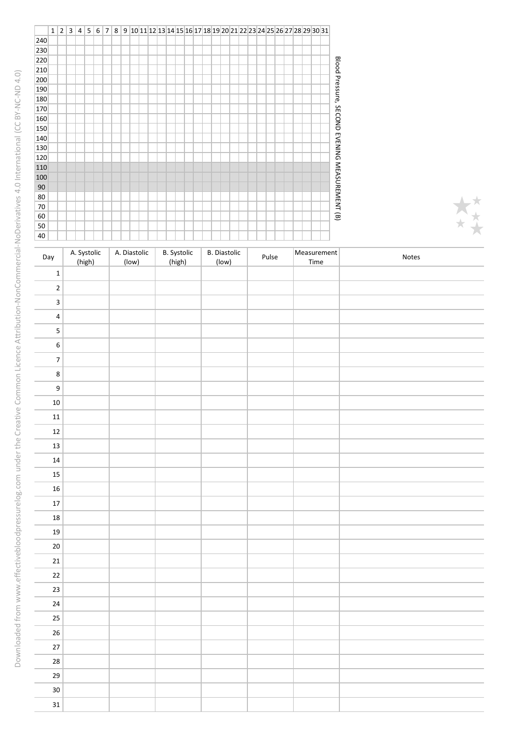Blood Pressure, SECOND EVENING MEASUREMENT (B)

1 2 3 4 5 6 7 8 9 10 11 12 13 14 15 16 17 18 19 20 21 22 23 24 25 26 27 28 29 30 31

240
230
220
210
200
190
180
170
160
150
140
130
120
110
100
90
80
70
60
50
40

| Day | A. Systolic (high) | A. Diastolic (low) | B. Systolic (high) | B. Diastolic (low) | Pulse | Measurement Time | Notes |
|---|---|---|---|---|---|---|---|
| 1 | | | | | | | |
| 2 | | | | | | | |
| 3 | | | | | | | |
| 4 | | | | | | | |
| 5 | | | | | | | |
| 6 | | | | | | | |
| 7 | | | | | | | |
| 8 | | | | | | | |
| 9 | | | | | | | |
| 10 | | | | | | | |
| 11 | | | | | | | |
| 12 | | | | | | | |
| 13 | | | | | | | |
| 14 | | | | | | | |
| 15 | | | | | | | |
| 16 | | | | | | | |
| 17 | | | | | | | |
| 18 | | | | | | | |
| 19 | | | | | | | |
| 20 | | | | | | | |
| 21 | | | | | | | |
| 22 | | | | | | | |
| 23 | | | | | | | |
| 24 | | | | | | | |
| 25 | | | | | | | |
| 26 | | | | | | | |
| 27 | | | | | | | |
| 28 | | | | | | | |
| 29 | | | | | | | |
| 30 | | | | | | | |
| 31 | | | | | | | |

Downloaded from www.effectivebloodpressurelog.com under the Creative Common Licence Attribution-NonCommercial-NoDerivatives 4.0 International (CC BY-NC-ND 4.0)